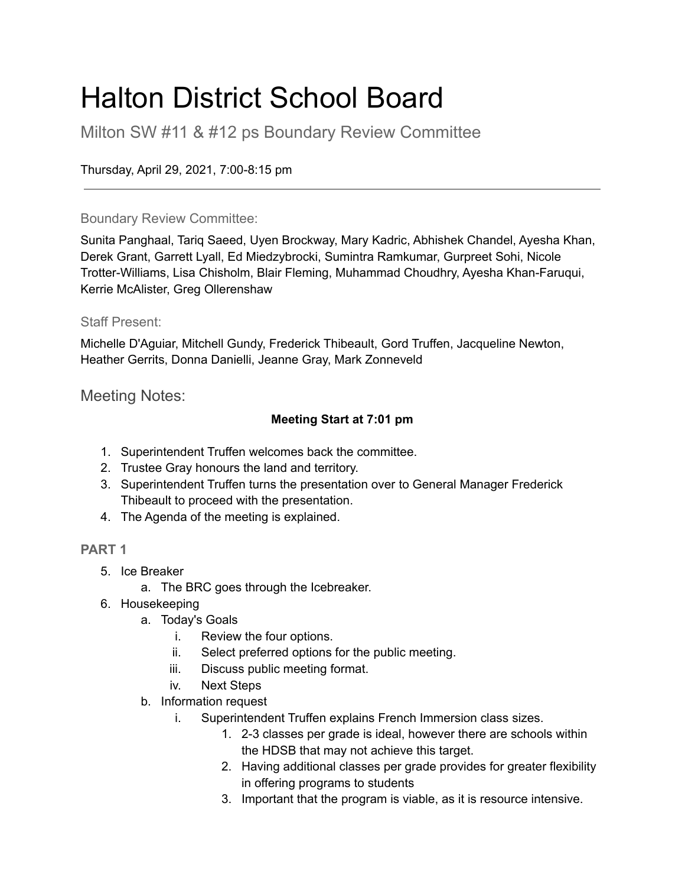# Halton District School Board

Milton SW #11 & #12 ps Boundary Review Committee

Thursday, April 29, 2021, 7:00-8:15 pm

---

### Boundary Review Committee:

Sunita Panghaal, Tariq Saeed, Uyen Brockway, Mary Kadric, Abhishek Chandel, Ayesha Khan, Derek Grant, Garrett Lyall, Ed Miedzybrocki, Sumintra Ramkumar, Gurpreet Sohi, Nicole Trotter-Williams, Lisa Chisholm, Blair Fleming, Muhammad Choudhry, Ayesha Khan-Faruqui, Kerrie McAlister, Greg Ollerenshaw

### Staff Present:

Michelle D'Aguiar, Mitchell Gundy, Frederick Thibeault, Gord Truffen, Jacqueline Newton, Heather Gerrits, Donna Danielli, Jeanne Gray, Mark Zonneveld

## Meeting Notes:

**Meeting Start at 7:01 pm**

1. Superintendent Truffen welcomes back the committee.
2. Trustee Gray honours the land and territory.
3. Superintendent Truffen turns the presentation over to General Manager Frederick Thibeault to proceed with the presentation.
4. The Agenda of the meeting is explained.

**PART 1**

5. Ice Breaker
    a. The BRC goes through the Icebreaker.
6. Housekeeping
    a. Today's Goals
        i. Review the four options.
        ii. Select preferred options for the public meeting.
        iii. Discuss public meeting format.
        iv. Next Steps
    b. Information request
        i. Superintendent Truffen explains French Immersion class sizes.
            1. 2-3 classes per grade is ideal, however there are schools within the HDSB that may not achieve this target.
            2. Having additional classes per grade provides for greater flexibility in offering programs to students
            3. Important that the program is viable, as it is resource intensive.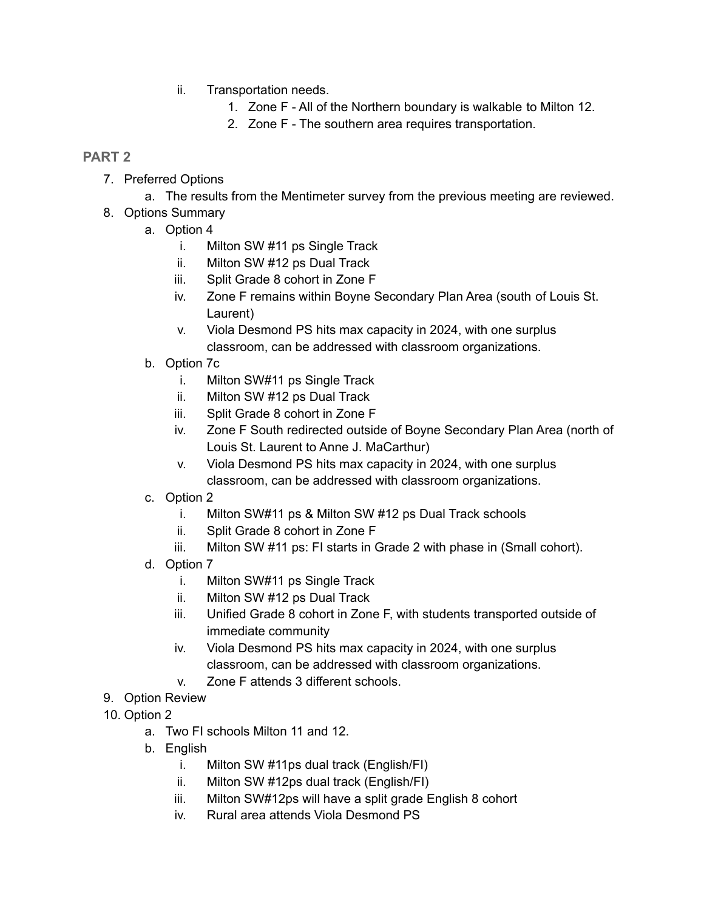ii. Transportation needs.
      1. Zone F - All of the Northern boundary is walkable to Milton 12.
      2. Zone F - The southern area requires transportation.

## PART 2

7. Preferred Options
   a. The results from the Mentimeter survey from the previous meeting are reviewed.
8. Options Summary
   a. Option 4
      i. Milton SW #11 ps Single Track
      ii. Milton SW #12 ps Dual Track
      iii. Split Grade 8 cohort in Zone F
      iv. Zone F remains within Boyne Secondary Plan Area (south of Louis St. Laurent)
      v. Viola Desmond PS hits max capacity in 2024, with one surplus classroom, can be addressed with classroom organizations.
   b. Option 7c
      i. Milton SW#11 ps Single Track
      ii. Milton SW #12 ps Dual Track
      iii. Split Grade 8 cohort in Zone F
      iv. Zone F South redirected outside of Boyne Secondary Plan Area (north of Louis St. Laurent to Anne J. MaCarthur)
      v. Viola Desmond PS hits max capacity in 2024, with one surplus classroom, can be addressed with classroom organizations.
   c. Option 2
      i. Milton SW#11 ps & Milton SW #12 ps Dual Track schools
      ii. Split Grade 8 cohort in Zone F
      iii. Milton SW #11 ps: FI starts in Grade 2 with phase in (Small cohort).
   d. Option 7
      i. Milton SW#11 ps Single Track
      ii. Milton SW #12 ps Dual Track
      iii. Unified Grade 8 cohort in Zone F, with students transported outside of immediate community
      iv. Viola Desmond PS hits max capacity in 2024, with one surplus classroom, can be addressed with classroom organizations.
      v. Zone F attends 3 different schools.
9. Option Review
10. Option 2
    a. Two FI schools Milton 11 and 12.
    b. English
       i. Milton SW #11ps dual track (English/FI)
       ii. Milton SW #12ps dual track (English/FI)
       iii. Milton SW#12ps will have a split grade English 8 cohort
       iv. Rural area attends Viola Desmond PS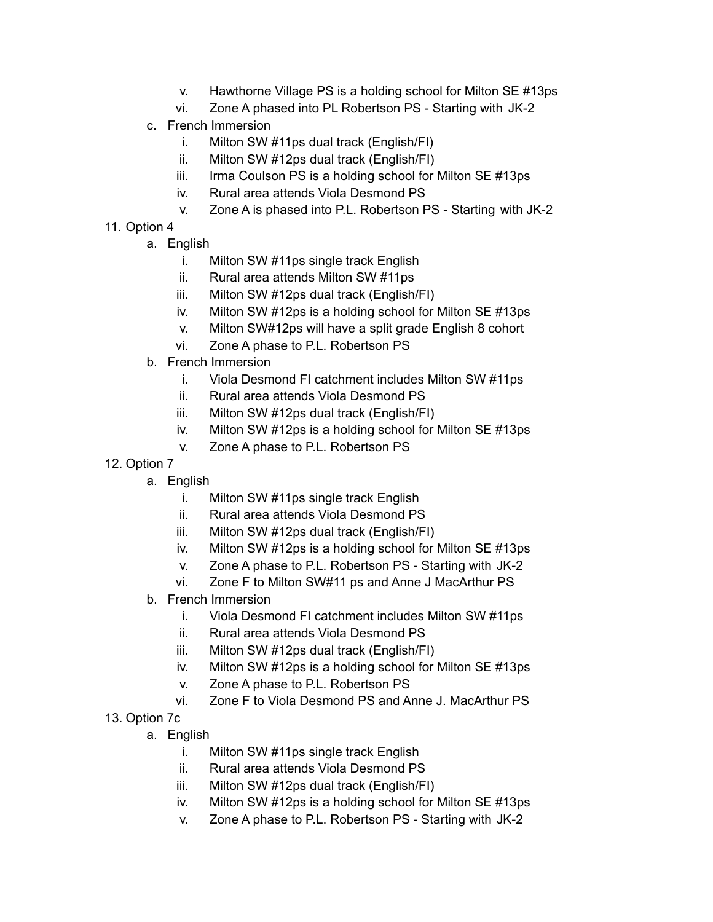v. Hawthorne Village PS is a holding school for Milton SE #13ps
        vi. Zone A phased into PL Robertson PS - Starting with JK-2
    c. French Immersion
        i. Milton SW #11ps dual track (English/FI)
        ii. Milton SW #12ps dual track (English/FI)
        iii. Irma Coulson PS is a holding school for Milton SE #13ps
        iv. Rural area attends Viola Desmond PS
        v. Zone A is phased into P.L. Robertson PS - Starting with JK-2

11. Option 4
    a. English
        i. Milton SW #11ps single track English
        ii. Rural area attends Milton SW #11ps
        iii. Milton SW #12ps dual track (English/FI)
        iv. Milton SW #12ps is a holding school for Milton SE #13ps
        v. Milton SW#12ps will have a split grade English 8 cohort
        vi. Zone A phase to P.L. Robertson PS
    b. French Immersion
        i. Viola Desmond FI catchment includes Milton SW #11ps
        ii. Rural area attends Viola Desmond PS
        iii. Milton SW #12ps dual track (English/FI)
        iv. Milton SW #12ps is a holding school for Milton SE #13ps
        v. Zone A phase to P.L. Robertson PS

12. Option 7
    a. English
        i. Milton SW #11ps single track English
        ii. Rural area attends Viola Desmond PS
        iii. Milton SW #12ps dual track (English/FI)
        iv. Milton SW #12ps is a holding school for Milton SE #13ps
        v. Zone A phase to P.L. Robertson PS - Starting with JK-2
        vi. Zone F to Milton SW#11 ps and Anne J MacArthur PS
    b. French Immersion
        i. Viola Desmond FI catchment includes Milton SW #11ps
        ii. Rural area attends Viola Desmond PS
        iii. Milton SW #12ps dual track (English/FI)
        iv. Milton SW #12ps is a holding school for Milton SE #13ps
        v. Zone A phase to P.L. Robertson PS
        vi. Zone F to Viola Desmond PS and Anne J. MacArthur PS

13. Option 7c
    a. English
        i. Milton SW #11ps single track English
        ii. Rural area attends Viola Desmond PS
        iii. Milton SW #12ps dual track (English/FI)
        iv. Milton SW #12ps is a holding school for Milton SE #13ps
        v. Zone A phase to P.L. Robertson PS - Starting with JK-2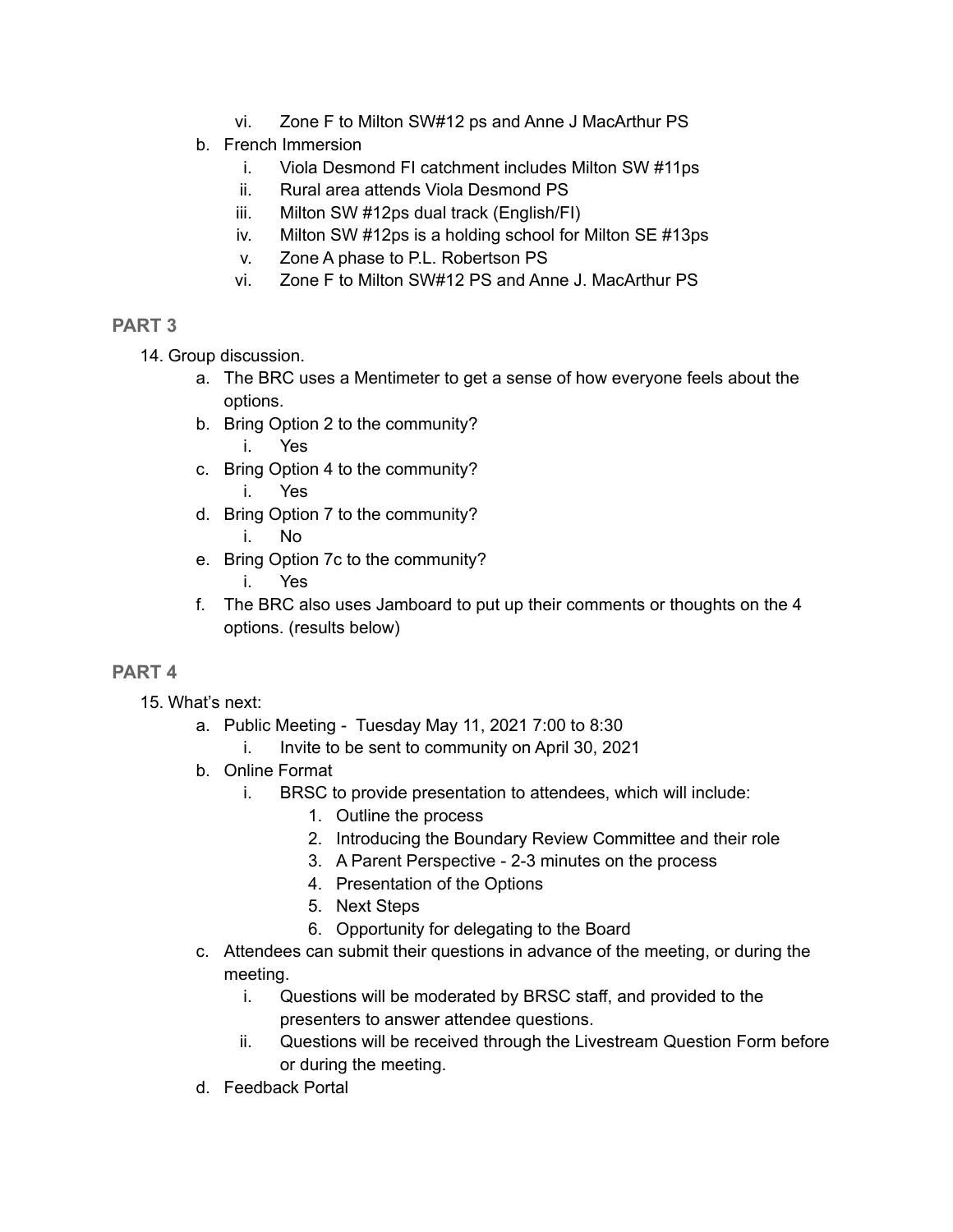vi. Zone F to Milton SW#12 ps and Anne J MacArthur PS

b. French Immersion
    i. Viola Desmond FI catchment includes Milton SW #11ps
    ii. Rural area attends Viola Desmond PS
    iii. Milton SW #12ps dual track (English/FI)
    iv. Milton SW #12ps is a holding school for Milton SE #13ps
    v. Zone A phase to P.L. Robertson PS
    vi. Zone F to Milton SW#12 PS and Anne J. MacArthur PS

## PART 3

14. Group discussion.
    a. The BRC uses a Mentimeter to get a sense of how everyone feels about the options.
    b. Bring Option 2 to the community?
        i. Yes
    c. Bring Option 4 to the community?
        i. Yes
    d. Bring Option 7 to the community?
        i. No
    e. Bring Option 7c to the community?
        i. Yes
    f. The BRC also uses Jamboard to put up their comments or thoughts on the 4 options. (results below)

## PART 4

15. What's next:
    a. Public Meeting - Tuesday May 11, 2021 7:00 to 8:30
        i. Invite to be sent to community on April 30, 2021
    b. Online Format
        i. BRSC to provide presentation to attendees, which will include:
            1. Outline the process
            2. Introducing the Boundary Review Committee and their role
            3. A Parent Perspective - 2-3 minutes on the process
            4. Presentation of the Options
            5. Next Steps
            6. Opportunity for delegating to the Board
    c. Attendees can submit their questions in advance of the meeting, or during the meeting.
        i. Questions will be moderated by BRSC staff, and provided to the presenters to answer attendee questions.
        ii. Questions will be received through the Livestream Question Form before or during the meeting.
    d. Feedback Portal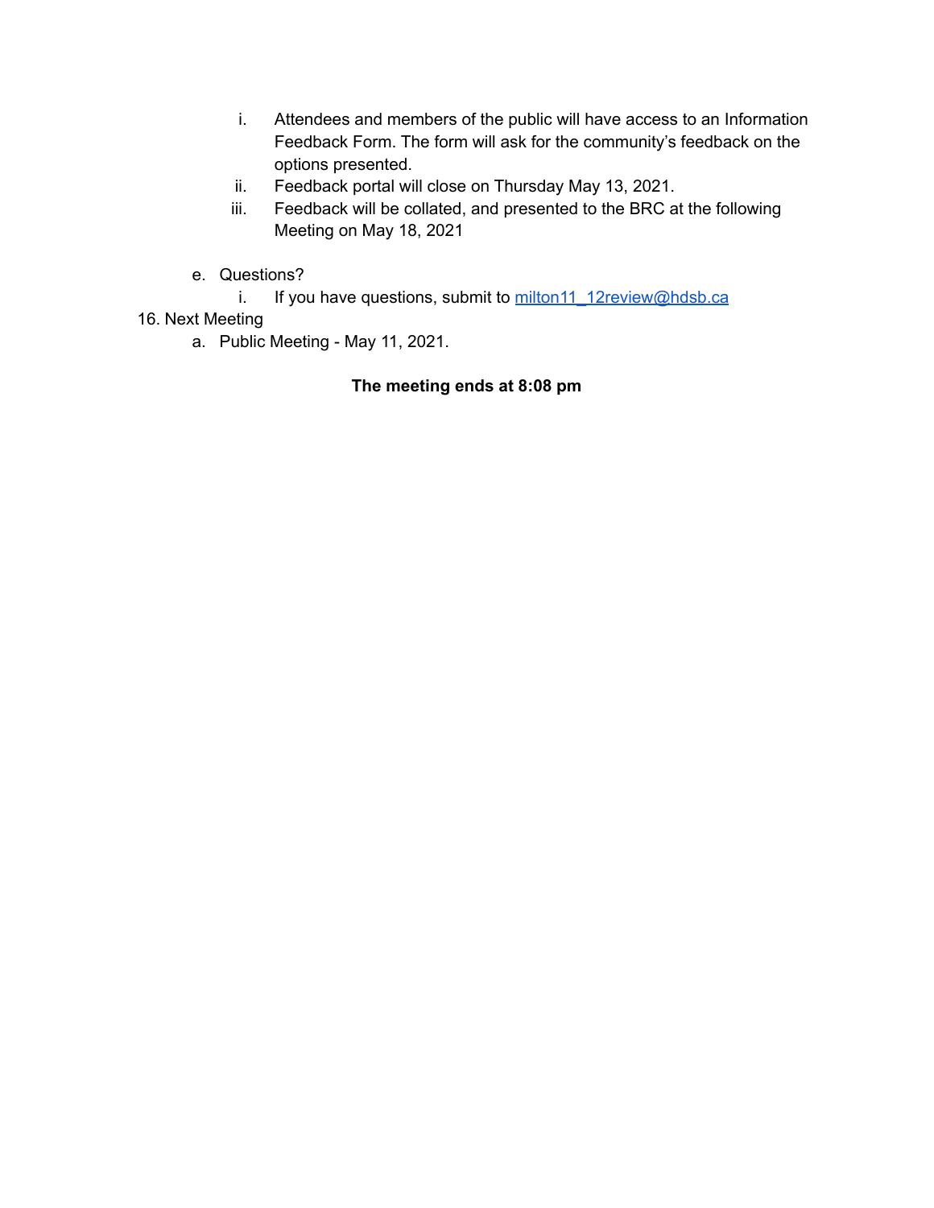i. Attendees and members of the public will have access to an Information Feedback Form. The form will ask for the community's feedback on the options presented.
        ii. Feedback portal will close on Thursday May 13, 2021.
        iii. Feedback will be collated, and presented to the BRC at the following Meeting on May 18, 2021

    e. Questions?
        i. If you have questions, submit to milton11_12review@hdsb.ca

16. Next Meeting
    a. Public Meeting - May 11, 2021.

**The meeting ends at 8:08 pm**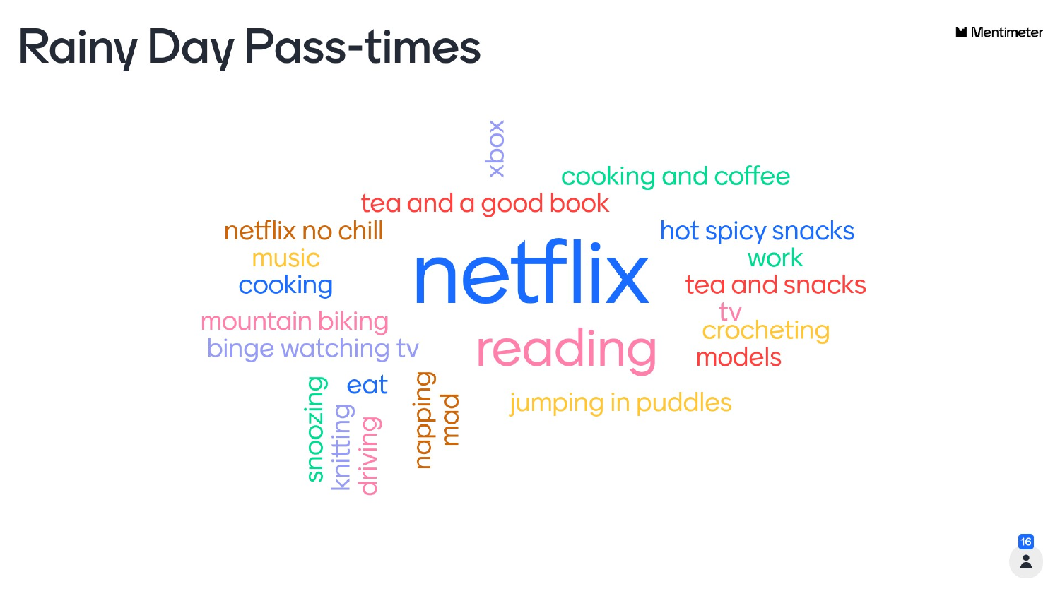# Rainy Day Pass-times

xbox

cooking and coffee

tea and a good book

netflix no chill

hot spicy snacks

music

work

cooking

netflix

tea and snacks

tv

mountain biking

crocheting

binge watching tv

reading

models

eat

snoozing

knitting

driving

napping

mad

jumping in puddles

16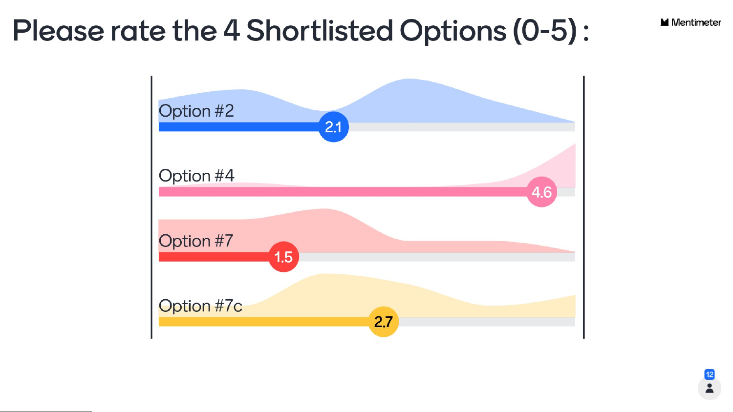# Please rate the 4 Shortlisted Options (0-5) :

| Option | Rating |
| --- | --- |
| Option #2 | 2.1 |
| Option #4 | 4.6 |
| Option #7 | 1.5 |
| Option #7c | 2.7 |

12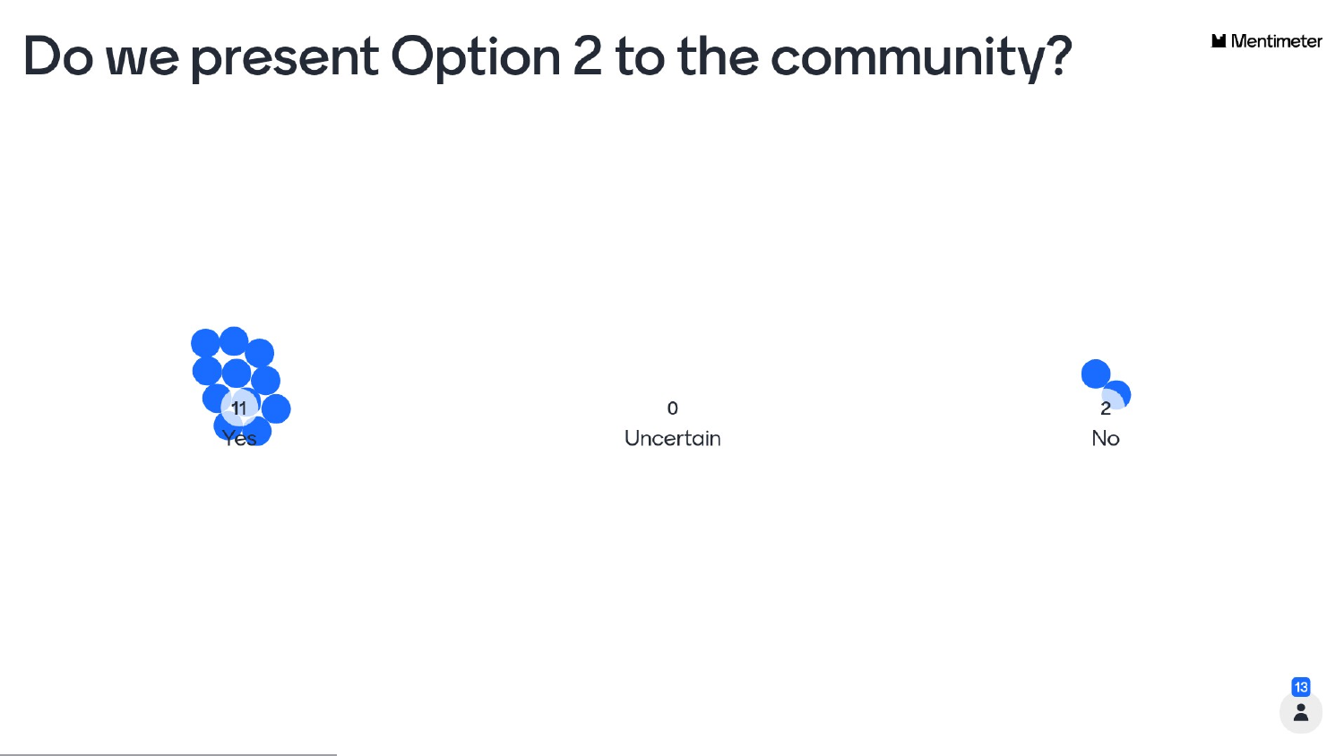# Do we present Option 2 to the community?

| Yes | Uncertain | No |
| --- | --- | --- |
| 11 | 0 | 2 |

13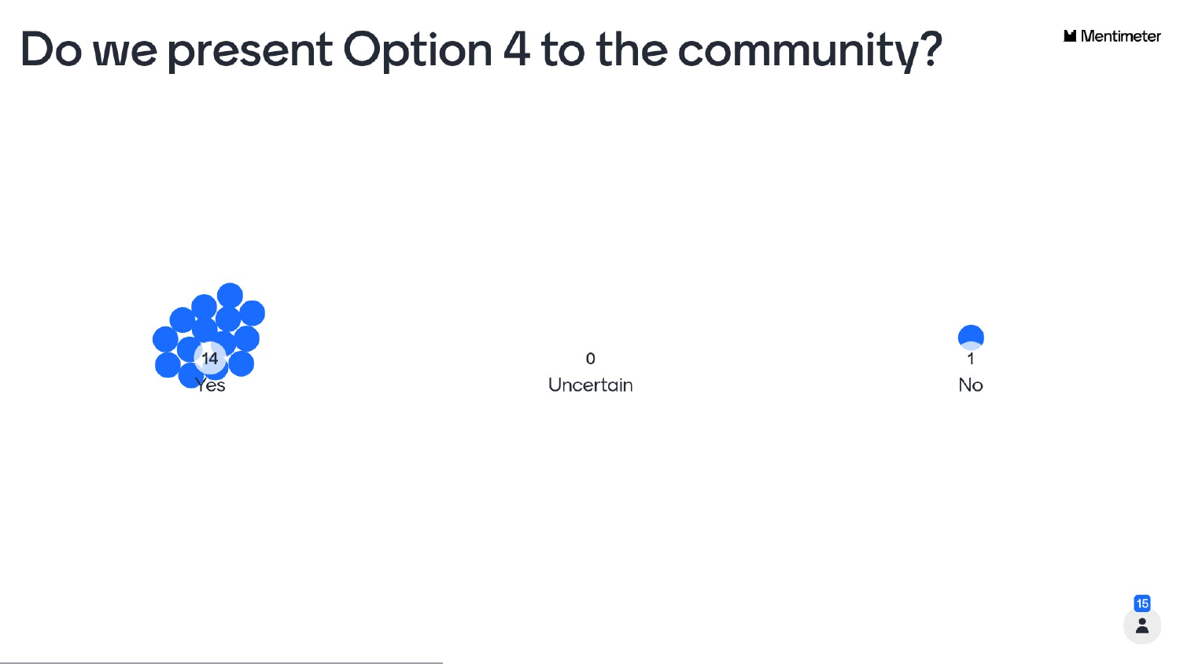# Do we present Option 4 to the community?

Mentimeter

| Yes | Uncertain | No |
| --- | --- | --- |
| 14 | 0 | 1 |

15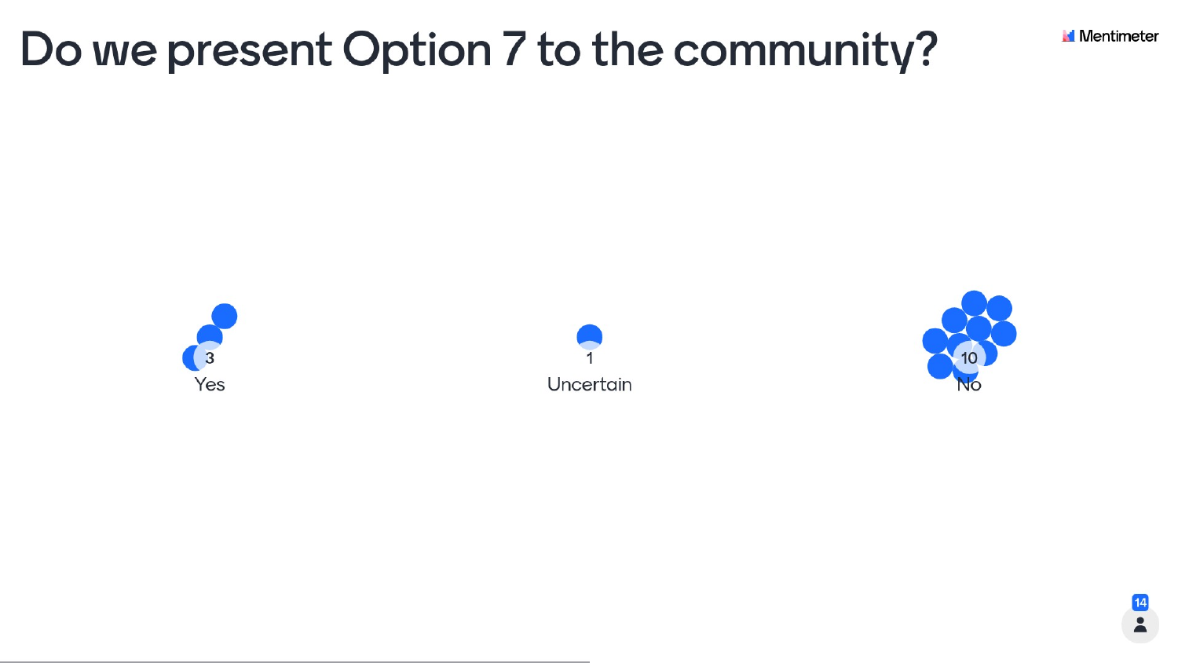# Do we present Option 7 to the community?

| Yes | Uncertain | No |
|---|---|---|
| 3 | 1 | 10 |

14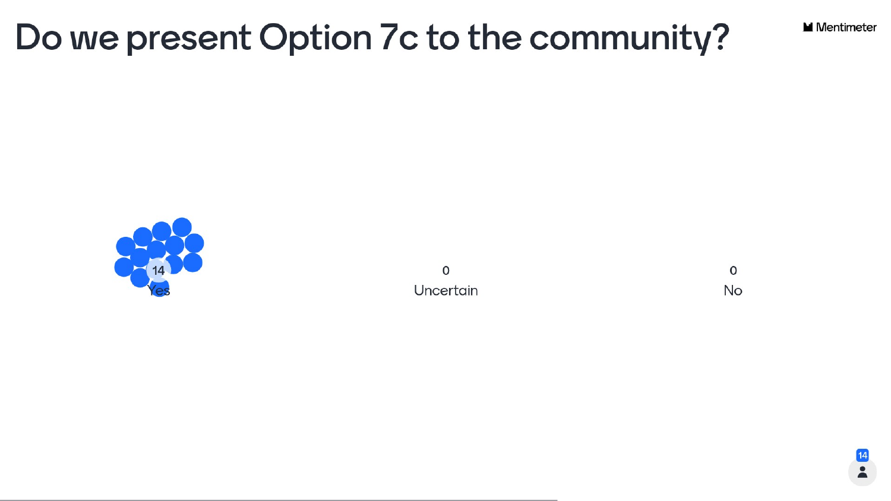# Do we present Option 7c to the community?

| Yes | Uncertain | No |
| --- | --- | --- |
| 14 | 0 | 0 |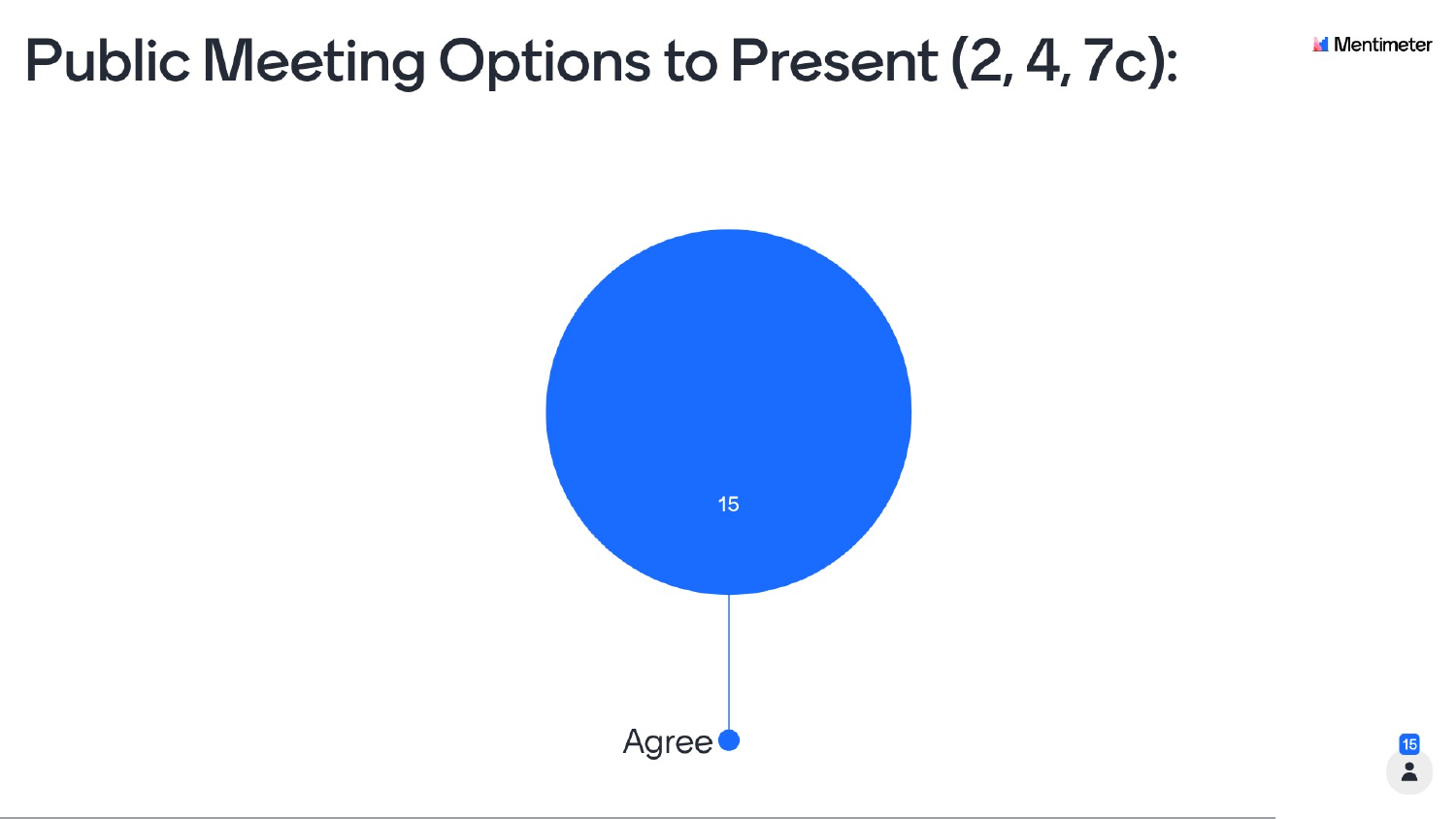# Public Meeting Options to Present (2, 4, 7c):

15

Agree

15